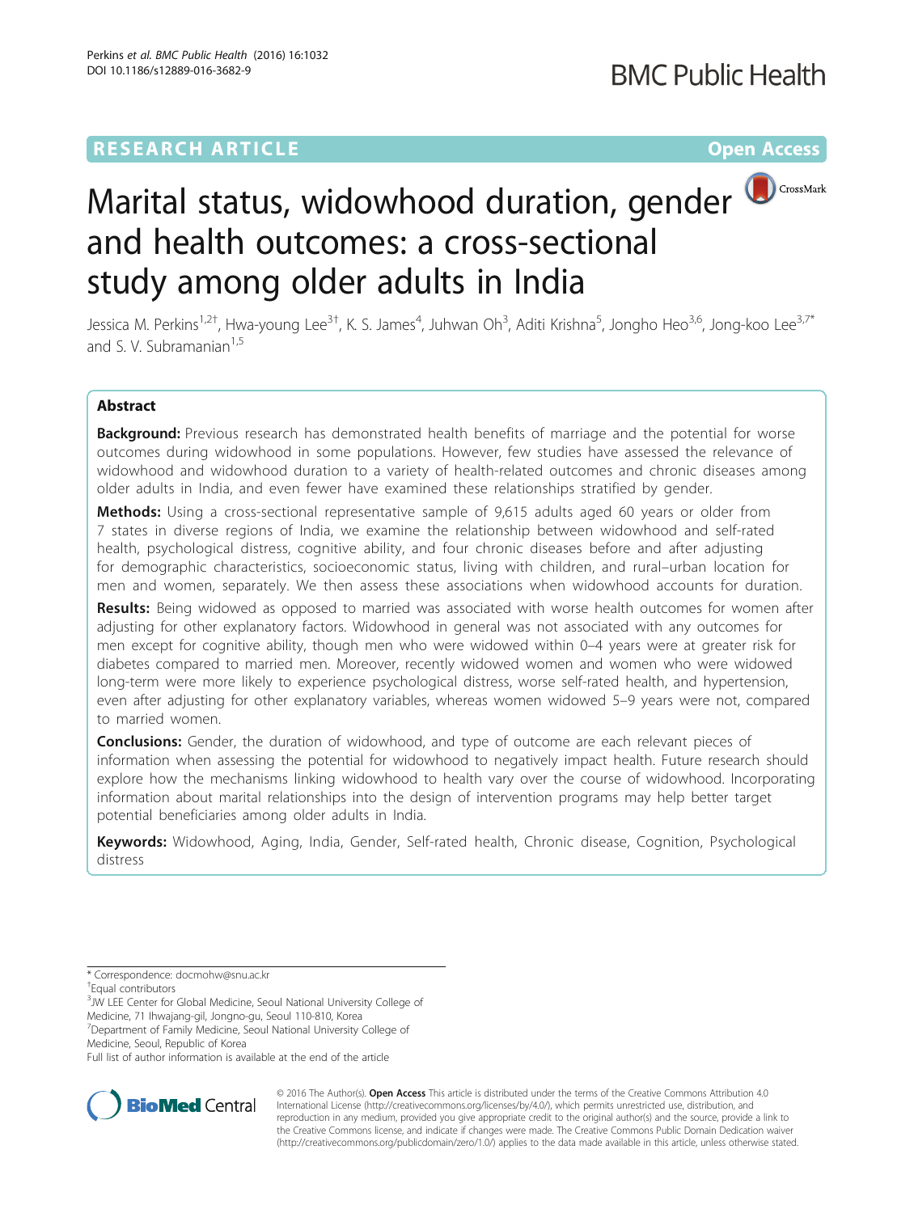# Marital status, widowhood duration, gender and health outcomes: a cross-sectional study among older adults in India

Jessica M. Perkins[1,2†], Hwa-young Lee[3†], K. S. James[4], Juhwan Oh[3], Aditi Krishna[5], Jongho Heo[3,6], Jong-koo Lee[3,7*] and S. V. Subramanian[1,5]

## Abstract

**Background:** Previous research has demonstrated health benefits of marriage and the potential for worse outcomes during widowhood in some populations. However, few studies have assessed the relevance of widowhood and widowhood duration to a variety of health-related outcomes and chronic diseases among older adults in India, and even fewer have examined these relationships stratified by gender.

**Methods:** Using a cross-sectional representative sample of 9,615 adults aged 60 years or older from 7 states in diverse regions of India, we examine the relationship between widowhood and self-rated health, psychological distress, cognitive ability, and four chronic diseases before and after adjusting for demographic characteristics, socioeconomic status, living with children, and rural–urban location for men and women, separately. We then assess these associations when widowhood accounts for duration.

**Results:** Being widowed as opposed to married was associated with worse health outcomes for women after adjusting for other explanatory factors. Widowhood in general was not associated with any outcomes for men except for cognitive ability, though men who were widowed within 0–4 years were at greater risk for diabetes compared to married men. Moreover, recently widowed women and women who were widowed long-term were more likely to experience psychological distress, worse self-rated health, and hypertension, even after adjusting for other explanatory variables, whereas women widowed 5–9 years were not, compared to married women.

**Conclusions:** Gender, the duration of widowhood, and type of outcome are each relevant pieces of information when assessing the potential for widowhood to negatively impact health. Future research should explore how the mechanisms linking widowhood to health vary over the course of widowhood. Incorporating information about marital relationships into the design of intervention programs may help better target potential beneficiaries among older adults in India.

**Keywords:** Widowhood, Aging, India, Gender, Self-rated health, Chronic disease, Cognition, Psychological distress

---

\* Correspondence: docmohw@snu.ac.kr

†Equal contributors

[3]JW LEE Center for Global Medicine, Seoul National University College of Medicine, 71 Ihwajang-gil, Jongno-gu, Seoul 110-810, Korea

[7]Department of Family Medicine, Seoul National University College of Medicine, Seoul, Republic of Korea

Full list of author information is available at the end of the article

© 2016 The Author(s). **Open Access** This article is distributed under the terms of the Creative Commons Attribution 4.0 International License (http://creativecommons.org/licenses/by/4.0/), which permits unrestricted use, distribution, and reproduction in any medium, provided you give appropriate credit to the original author(s) and the source, provide a link to the Creative Commons license, and indicate if changes were made. The Creative Commons Public Domain Dedication waiver (http://creativecommons.org/publicdomain/zero/1.0/) applies to the data made available in this article, unless otherwise stated.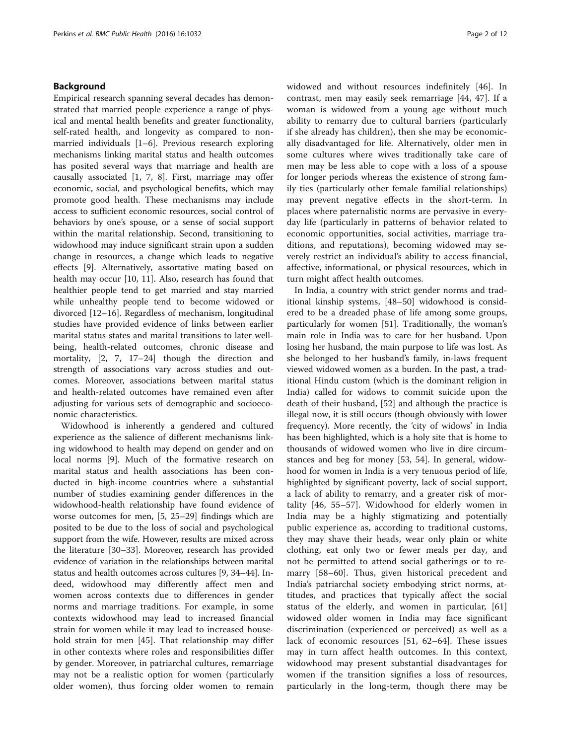## Background

Empirical research spanning several decades has demonstrated that married people experience a range of physical and mental health benefits and greater functionality, self-rated health, and longevity as compared to non-married individuals [1–6]. Previous research exploring mechanisms linking marital status and health outcomes has posited several ways that marriage and health are causally associated [1, 7, 8]. First, marriage may offer economic, social, and psychological benefits, which may promote good health. These mechanisms may include access to sufficient economic resources, social control of behaviors by one's spouse, or a sense of social support within the marital relationship. Second, transitioning to widowhood may induce significant strain upon a sudden change in resources, a change which leads to negative effects [9]. Alternatively, assortative mating based on health may occur [10, 11]. Also, research has found that healthier people tend to get married and stay married while unhealthy people tend to become widowed or divorced [12–16]. Regardless of mechanism, longitudinal studies have provided evidence of links between earlier marital status states and marital transitions to later well-being, health-related outcomes, chronic disease and mortality, [2, 7, 17–24] though the direction and strength of associations vary across studies and outcomes. Moreover, associations between marital status and health-related outcomes have remained even after adjusting for various sets of demographic and socioeconomic characteristics.

Widowhood is inherently a gendered and cultured experience as the salience of different mechanisms linking widowhood to health may depend on gender and on local norms [9]. Much of the formative research on marital status and health associations has been conducted in high-income countries where a substantial number of studies examining gender differences in the widowhood-health relationship have found evidence of worse outcomes for men, [5, 25–29] findings which are posited to be due to the loss of social and psychological support from the wife. However, results are mixed across the literature [30–33]. Moreover, research has provided evidence of variation in the relationships between marital status and health outcomes across cultures [9, 34–44]. Indeed, widowhood may differently affect men and women across contexts due to differences in gender norms and marriage traditions. For example, in some contexts widowhood may lead to increased financial strain for women while it may lead to increased household strain for men [45]. That relationship may differ in other contexts where roles and responsibilities differ by gender. Moreover, in patriarchal cultures, remarriage may not be a realistic option for women (particularly older women), thus forcing older women to remain widowed and without resources indefinitely [46]. In contrast, men may easily seek remarriage [44, 47]. If a woman is widowed from a young age without much ability to remarry due to cultural barriers (particularly if she already has children), then she may be economically disadvantaged for life. Alternatively, older men in some cultures where wives traditionally take care of men may be less able to cope with a loss of a spouse for longer periods whereas the existence of strong family ties (particularly other female familial relationships) may prevent negative effects in the short-term. In places where paternalistic norms are pervasive in everyday life (particularly in patterns of behavior related to economic opportunities, social activities, marriage traditions, and reputations), becoming widowed may severely restrict an individual's ability to access financial, affective, informational, or physical resources, which in turn might affect health outcomes.

In India, a country with strict gender norms and traditional kinship systems, [48–50] widowhood is considered to be a dreaded phase of life among some groups, particularly for women [51]. Traditionally, the woman's main role in India was to care for her husband. Upon losing her husband, the main purpose to life was lost. As she belonged to her husband's family, in-laws frequent viewed widowed women as a burden. In the past, a traditional Hindu custom (which is the dominant religion in India) called for widows to commit suicide upon the death of their husband, [52] and although the practice is illegal now, it is still occurs (though obviously with lower frequency). More recently, the 'city of widows' in India has been highlighted, which is a holy site that is home to thousands of widowed women who live in dire circumstances and beg for money [53, 54]. In general, widowhood for women in India is a very tenuous period of life, highlighted by significant poverty, lack of social support, a lack of ability to remarry, and a greater risk of mortality [46, 55–57]. Widowhood for elderly women in India may be a highly stigmatizing and potentially public experience as, according to traditional customs, they may shave their heads, wear only plain or white clothing, eat only two or fewer meals per day, and not be permitted to attend social gatherings or to remarry [58–60]. Thus, given historical precedent and India's patriarchal society embodying strict norms, attitudes, and practices that typically affect the social status of the elderly, and women in particular, [61] widowed older women in India may face significant discrimination (experienced or perceived) as well as a lack of economic resources [51, 62–64]. These issues may in turn affect health outcomes. In this context, widowhood may present substantial disadvantages for women if the transition signifies a loss of resources, particularly in the long-term, though there may be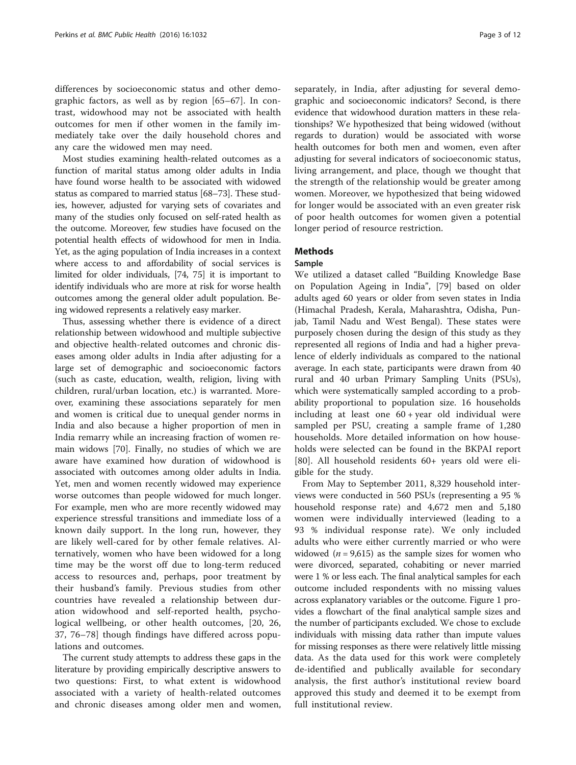differences by socioeconomic status and other demographic factors, as well as by region [65–67]. In contrast, widowhood may not be associated with health outcomes for men if other women in the family immediately take over the daily household chores and any care the widowed men may need.

Most studies examining health-related outcomes as a function of marital status among older adults in India have found worse health to be associated with widowed status as compared to married status [68–73]. These studies, however, adjusted for varying sets of covariates and many of the studies only focused on self-rated health as the outcome. Moreover, few studies have focused on the potential health effects of widowhood for men in India. Yet, as the aging population of India increases in a context where access to and affordability of social services is limited for older individuals, [74, 75] it is important to identify individuals who are more at risk for worse health outcomes among the general older adult population. Being widowed represents a relatively easy marker.

Thus, assessing whether there is evidence of a direct relationship between widowhood and multiple subjective and objective health-related outcomes and chronic diseases among older adults in India after adjusting for a large set of demographic and socioeconomic factors (such as caste, education, wealth, religion, living with children, rural/urban location, etc.) is warranted. Moreover, examining these associations separately for men and women is critical due to unequal gender norms in India and also because a higher proportion of men in India remarry while an increasing fraction of women remain widows [70]. Finally, no studies of which we are aware have examined how duration of widowhood is associated with outcomes among older adults in India. Yet, men and women recently widowed may experience worse outcomes than people widowed for much longer. For example, men who are more recently widowed may experience stressful transitions and immediate loss of a known daily support. In the long run, however, they are likely well-cared for by other female relatives. Alternatively, women who have been widowed for a long time may be the worst off due to long-term reduced access to resources and, perhaps, poor treatment by their husband's family. Previous studies from other countries have revealed a relationship between duration widowhood and self-reported health, psychological wellbeing, or other health outcomes, [20, 26, 37, 76–78] though findings have differed across populations and outcomes.

The current study attempts to address these gaps in the literature by providing empirically descriptive answers to two questions: First, to what extent is widowhood associated with a variety of health-related outcomes and chronic diseases among older men and women, separately, in India, after adjusting for several demographic and socioeconomic indicators? Second, is there evidence that widowhood duration matters in these relationships? We hypothesized that being widowed (without regards to duration) would be associated with worse health outcomes for both men and women, even after adjusting for several indicators of socioeconomic status, living arrangement, and place, though we thought that the strength of the relationship would be greater among women. Moreover, we hypothesized that being widowed for longer would be associated with an even greater risk of poor health outcomes for women given a potential longer period of resource restriction.

## Methods

### Sample

We utilized a dataset called "Building Knowledge Base on Population Ageing in India", [79] based on older adults aged 60 years or older from seven states in India (Himachal Pradesh, Kerala, Maharashtra, Odisha, Punjab, Tamil Nadu and West Bengal). These states were purposely chosen during the design of this study as they represented all regions of India and had a higher prevalence of elderly individuals as compared to the national average. In each state, participants were drawn from 40 rural and 40 urban Primary Sampling Units (PSUs), which were systematically sampled according to a probability proportional to population size. 16 households including at least one 60 + year old individual were sampled per PSU, creating a sample frame of 1,280 households. More detailed information on how households were selected can be found in the BKPAI report [80]. All household residents 60+ years old were eligible for the study.

From May to September 2011, 8,329 household interviews were conducted in 560 PSUs (representing a 95 % household response rate) and 4,672 men and 5,180 women were individually interviewed (leading to a 93 % individual response rate). We only included adults who were either currently married or who were widowed ($n = 9{,}615$) as the sample sizes for women who were divorced, separated, cohabiting or never married were 1 % or less each. The final analytical samples for each outcome included respondents with no missing values across explanatory variables or the outcome. Figure 1 provides a flowchart of the final analytical sample sizes and the number of participants excluded. We chose to exclude individuals with missing data rather than impute values for missing responses as there were relatively little missing data. As the data used for this work were completely de-identified and publically available for secondary analysis, the first author's institutional review board approved this study and deemed it to be exempt from full institutional review.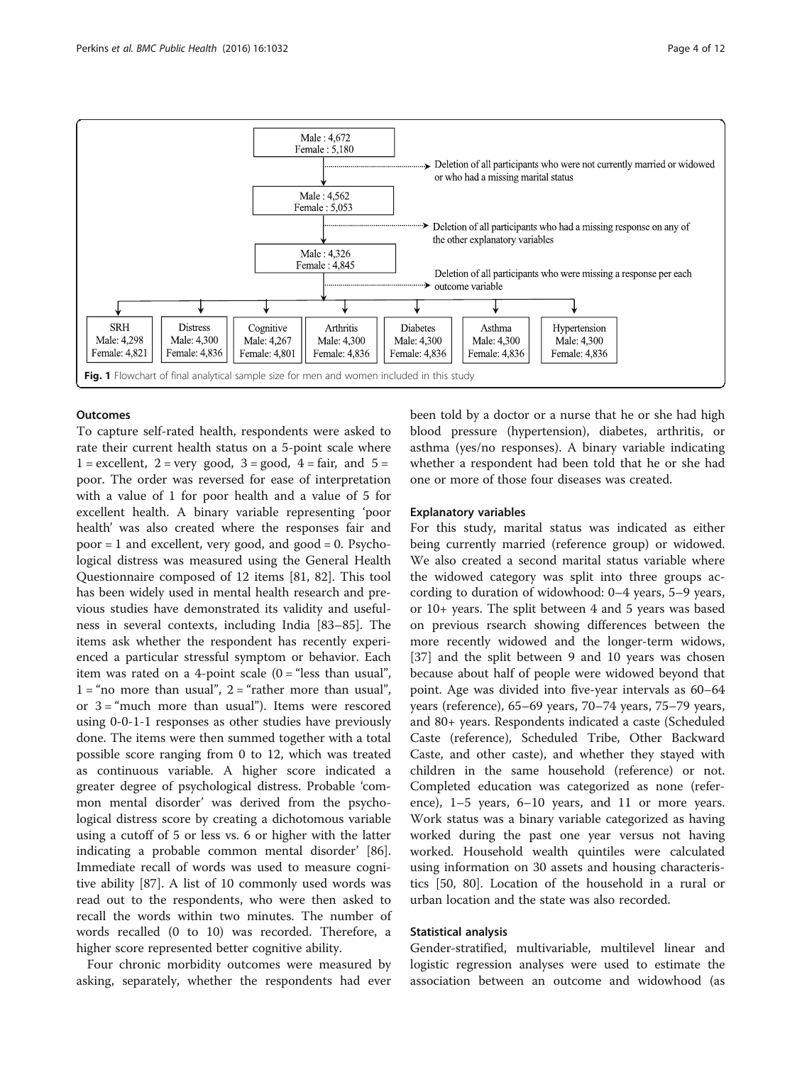Male : 4,672
Female : 5,180

→ Deletion of all participants who were not currently married or widowed or who had a missing marital status

Male : 4,562
Female : 5,053

→ Deletion of all participants who had a missing response on any of the other explanatory variables

Male : 4,326
Female : 4,845

→ Deletion of all participants who were missing a response per each outcome variable

| SRH | Distress | Cognitive | Arthritis | Diabetes | Asthma | Hypertension |
|---|---|---|---|---|---|---|
| Male: 4,298 | Male: 4,300 | Male: 4,267 | Male: 4,300 | Male: 4,300 | Male: 4,300 | Male: 4,300 |
| Female: 4,821 | Female: 4,836 | Female: 4,801 | Female: 4,836 | Female: 4,836 | Female: 4,836 | Female: 4,836 |

**Fig. 1** Flowchart of final analytical sample size for men and women included in this study

### Outcomes

To capture self-rated health, respondents were asked to rate their current health status on a 5-point scale where 1 = excellent, 2 = very good, 3 = good, 4 = fair, and 5 = poor. The order was reversed for ease of interpretation with a value of 1 for poor health and a value of 5 for excellent health. A binary variable representing 'poor health' was also created where the responses fair and poor = 1 and excellent, very good, and good = 0. Psychological distress was measured using the General Health Questionnaire composed of 12 items [81, 82]. This tool has been widely used in mental health research and previous studies have demonstrated its validity and usefulness in several contexts, including India [83–85]. The items ask whether the respondent has recently experienced a particular stressful symptom or behavior. Each item was rated on a 4-point scale (0 = "less than usual", 1 = "no more than usual", 2 = "rather more than usual", or 3 = "much more than usual"). Items were rescored using 0-0-1-1 responses as other studies have previously done. The items were then summed together with a total possible score ranging from 0 to 12, which was treated as continuous variable. A higher score indicated a greater degree of psychological distress. Probable 'common mental disorder' was derived from the psychological distress score by creating a dichotomous variable using a cutoff of 5 or less vs. 6 or higher with the latter indicating a probable common mental disorder' [86]. Immediate recall of words was used to measure cognitive ability [87]. A list of 10 commonly used words was read out to the respondents, who were then asked to recall the words within two minutes. The number of words recalled (0 to 10) was recorded. Therefore, a higher score represented better cognitive ability.

Four chronic morbidity outcomes were measured by asking, separately, whether the respondents had ever been told by a doctor or a nurse that he or she had high blood pressure (hypertension), diabetes, arthritis, or asthma (yes/no responses). A binary variable indicating whether a respondent had been told that he or she had one or more of those four diseases was created.

### Explanatory variables

For this study, marital status was indicated as either being currently married (reference group) or widowed. We also created a second marital status variable where the widowed category was split into three groups according to duration of widowhood: 0–4 years, 5–9 years, or 10+ years. The split between 4 and 5 years was based on previous rsearch showing differences between the more recently widowed and the longer-term widows, [37] and the split between 9 and 10 years was chosen because about half of people were widowed beyond that point. Age was divided into five-year intervals as 60–64 years (reference), 65–69 years, 70–74 years, 75–79 years, and 80+ years. Respondents indicated a caste (Scheduled Caste (reference), Scheduled Tribe, Other Backward Caste, and other caste), and whether they stayed with children in the same household (reference) or not. Completed education was categorized as none (reference), 1–5 years, 6–10 years, and 11 or more years. Work status was a binary variable categorized as having worked during the past one year versus not having worked. Household wealth quintiles were calculated using information on 30 assets and housing characteristics [50, 80]. Location of the household in a rural or urban location and the state was also recorded.

### Statistical analysis

Gender-stratified, multivariable, multilevel linear and logistic regression analyses were used to estimate the association between an outcome and widowhood (as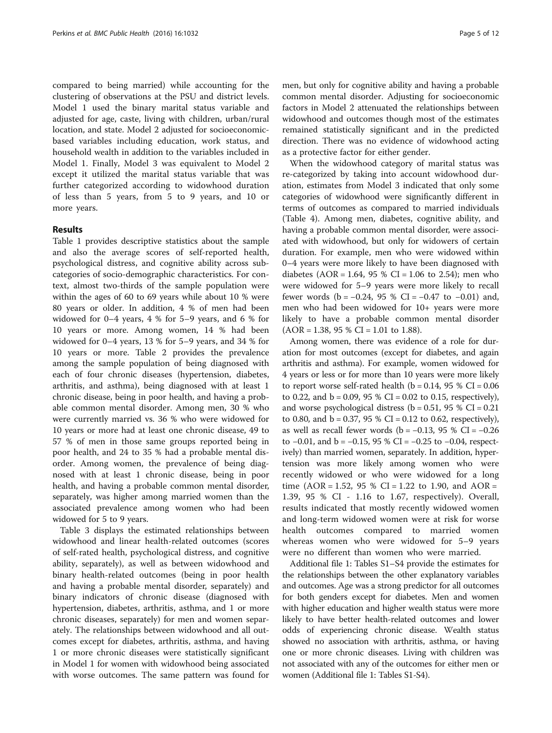compared to being married) while accounting for the clustering of observations at the PSU and district levels. Model 1 used the binary marital status variable and adjusted for age, caste, living with children, urban/rural location, and state. Model 2 adjusted for socioeconomic-based variables including education, work status, and household wealth in addition to the variables included in Model 1. Finally, Model 3 was equivalent to Model 2 except it utilized the marital status variable that was further categorized according to widowhood duration of less than 5 years, from 5 to 9 years, and 10 or more years.

## Results

Table 1 provides descriptive statistics about the sample and also the average scores of self-reported health, psychological distress, and cognitive ability across subcategories of socio-demographic characteristics. For context, almost two-thirds of the sample population were within the ages of 60 to 69 years while about 10 % were 80 years or older. In addition, 4 % of men had been widowed for 0–4 years, 4 % for 5–9 years, and 6 % for 10 years or more. Among women, 14 % had been widowed for 0–4 years, 13 % for 5–9 years, and 34 % for 10 years or more. Table 2 provides the prevalence among the sample population of being diagnosed with each of four chronic diseases (hypertension, diabetes, arthritis, and asthma), being diagnosed with at least 1 chronic disease, being in poor health, and having a probable common mental disorder. Among men, 30 % who were currently married vs. 36 % who were widowed for 10 years or more had at least one chronic disease, 49 to 57 % of men in those same groups reported being in poor health, and 24 to 35 % had a probable mental disorder. Among women, the prevalence of being diagnosed with at least 1 chronic disease, being in poor health, and having a probable common mental disorder, separately, was higher among married women than the associated prevalence among women who had been widowed for 5 to 9 years.

Table 3 displays the estimated relationships between widowhood and linear health-related outcomes (scores of self-rated health, psychological distress, and cognitive ability, separately), as well as between widowhood and binary health-related outcomes (being in poor health and having a probable mental disorder, separately) and binary indicators of chronic disease (diagnosed with hypertension, diabetes, arthritis, asthma, and 1 or more chronic diseases, separately) for men and women separately. The relationships between widowhood and all outcomes except for diabetes, arthritis, asthma, and having 1 or more chronic diseases were statistically significant in Model 1 for women with widowhood being associated with worse outcomes. The same pattern was found for men, but only for cognitive ability and having a probable common mental disorder. Adjusting for socioeconomic factors in Model 2 attenuated the relationships between widowhood and outcomes though most of the estimates remained statistically significant and in the predicted direction. There was no evidence of widowhood acting as a protective factor for either gender.

When the widowhood category of marital status was re-categorized by taking into account widowhood duration, estimates from Model 3 indicated that only some categories of widowhood were significantly different in terms of outcomes as compared to married individuals (Table 4). Among men, diabetes, cognitive ability, and having a probable common mental disorder, were associated with widowhood, but only for widowers of certain duration. For example, men who were widowed within 0–4 years were more likely to have been diagnosed with diabetes (AOR = 1.64, 95 % CI = 1.06 to 2.54); men who were widowed for 5–9 years were more likely to recall fewer words (b = −0.24, 95 % CI = −0.47 to −0.01) and, men who had been widowed for 10+ years were more likely to have a probable common mental disorder (AOR = 1.38, 95 % CI = 1.01 to 1.88).

Among women, there was evidence of a role for duration for most outcomes (except for diabetes, and again arthritis and asthma). For example, women widowed for 4 years or less or for more than 10 years were more likely to report worse self-rated health (b = 0.14, 95 % CI = 0.06 to 0.22, and b = 0.09, 95 % CI = 0.02 to 0.15, respectively), and worse psychological distress (b = 0.51, 95 % CI = 0.21 to 0.80, and b = 0.37, 95 % CI = 0.12 to 0.62, respectively), as well as recall fewer words (b = −0.13, 95 % CI = −0.26 to −0.01, and b = −0.15, 95 % CI = −0.25 to −0.04, respectively) than married women, separately. In addition, hypertension was more likely among women who were recently widowed or who were widowed for a long time (AOR = 1.52, 95 % CI = 1.22 to 1.90, and AOR = 1.39, 95 % CI - 1.16 to 1.67, respectively). Overall, results indicated that mostly recently widowed women and long-term widowed women were at risk for worse health outcomes compared to married women whereas women who were widowed for 5–9 years were no different than women who were married.

Additional file 1: Tables S1–S4 provide the estimates for the relationships between the other explanatory variables and outcomes. Age was a strong predictor for all outcomes for both genders except for diabetes. Men and women with higher education and higher wealth status were more likely to have better health-related outcomes and lower odds of experiencing chronic disease. Wealth status showed no association with arthritis, asthma, or having one or more chronic diseases. Living with children was not associated with any of the outcomes for either men or women (Additional file 1: Tables S1-S4).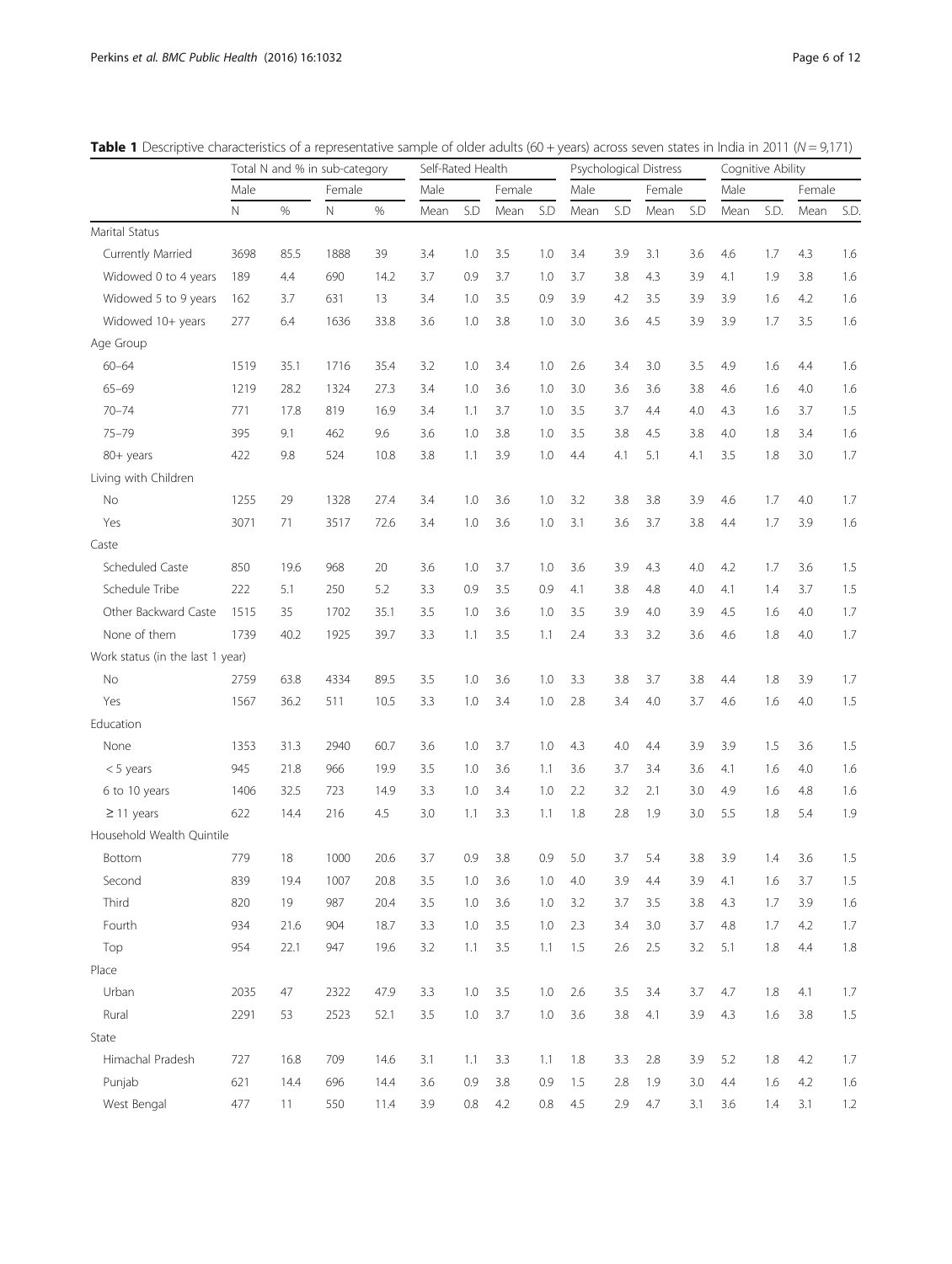**Table 1** Descriptive characteristics of a representative sample of older adults (60 + years) across seven states in India in 2011 ($N = 9,171$)

| | Total N and % in sub-category | | | | Self-Rated Health | | | | Psychological Distress | | | | Cognitive Ability | | | |
|---|---|---|---|---|---|---|---|---|---|---|---|---|---|---|---|---|
| | Male | | Female | | Male | | Female | | Male | | Female | | Male | | Female | |
| | N | % | N | % | Mean | S.D | Mean | S.D | Mean | S.D | Mean | S.D | Mean | S.D. | Mean | S.D. |
| Marital Status | | | | | | | | | | | | | | | | |
| Currently Married | 3698 | 85.5 | 1888 | 39 | 3.4 | 1.0 | 3.5 | 1.0 | 3.4 | 3.9 | 3.1 | 3.6 | 4.6 | 1.7 | 4.3 | 1.6 |
| Widowed 0 to 4 years | 189 | 4.4 | 690 | 14.2 | 3.7 | 0.9 | 3.7 | 1.0 | 3.7 | 3.8 | 4.3 | 3.9 | 4.1 | 1.9 | 3.8 | 1.6 |
| Widowed 5 to 9 years | 162 | 3.7 | 631 | 13 | 3.4 | 1.0 | 3.5 | 0.9 | 3.9 | 4.2 | 3.5 | 3.9 | 3.9 | 1.6 | 4.2 | 1.6 |
| Widowed 10+ years | 277 | 6.4 | 1636 | 33.8 | 3.6 | 1.0 | 3.8 | 1.0 | 3.0 | 3.6 | 4.5 | 3.9 | 3.9 | 1.7 | 3.5 | 1.6 |
| Age Group | | | | | | | | | | | | | | | | |
| 60–64 | 1519 | 35.1 | 1716 | 35.4 | 3.2 | 1.0 | 3.4 | 1.0 | 2.6 | 3.4 | 3.0 | 3.5 | 4.9 | 1.6 | 4.4 | 1.6 |
| 65–69 | 1219 | 28.2 | 1324 | 27.3 | 3.4 | 1.0 | 3.6 | 1.0 | 3.0 | 3.6 | 3.6 | 3.8 | 4.6 | 1.6 | 4.0 | 1.6 |
| 70–74 | 771 | 17.8 | 819 | 16.9 | 3.4 | 1.1 | 3.7 | 1.0 | 3.5 | 3.7 | 4.4 | 4.0 | 4.3 | 1.6 | 3.7 | 1.5 |
| 75–79 | 395 | 9.1 | 462 | 9.6 | 3.6 | 1.0 | 3.8 | 1.0 | 3.5 | 3.8 | 4.5 | 3.8 | 4.0 | 1.8 | 3.4 | 1.6 |
| 80+ years | 422 | 9.8 | 524 | 10.8 | 3.8 | 1.1 | 3.9 | 1.0 | 4.4 | 4.1 | 5.1 | 4.1 | 3.5 | 1.8 | 3.0 | 1.7 |
| Living with Children | | | | | | | | | | | | | | | | |
| No | 1255 | 29 | 1328 | 27.4 | 3.4 | 1.0 | 3.6 | 1.0 | 3.2 | 3.8 | 3.8 | 3.9 | 4.6 | 1.7 | 4.0 | 1.7 |
| Yes | 3071 | 71 | 3517 | 72.6 | 3.4 | 1.0 | 3.6 | 1.0 | 3.1 | 3.6 | 3.7 | 3.8 | 4.4 | 1.7 | 3.9 | 1.6 |
| Caste | | | | | | | | | | | | | | | | |
| Scheduled Caste | 850 | 19.6 | 968 | 20 | 3.6 | 1.0 | 3.7 | 1.0 | 3.6 | 3.9 | 4.3 | 4.0 | 4.2 | 1.7 | 3.6 | 1.5 |
| Schedule Tribe | 222 | 5.1 | 250 | 5.2 | 3.3 | 0.9 | 3.5 | 0.9 | 4.1 | 3.8 | 4.8 | 4.0 | 4.1 | 1.4 | 3.7 | 1.5 |
| Other Backward Caste | 1515 | 35 | 1702 | 35.1 | 3.5 | 1.0 | 3.6 | 1.0 | 3.5 | 3.9 | 4.0 | 3.9 | 4.5 | 1.6 | 4.0 | 1.7 |
| None of them | 1739 | 40.2 | 1925 | 39.7 | 3.3 | 1.1 | 3.5 | 1.1 | 2.4 | 3.3 | 3.2 | 3.6 | 4.6 | 1.8 | 4.0 | 1.7 |
| Work status (in the last 1 year) | | | | | | | | | | | | | | | | |
| No | 2759 | 63.8 | 4334 | 89.5 | 3.5 | 1.0 | 3.6 | 1.0 | 3.3 | 3.8 | 3.7 | 3.8 | 4.4 | 1.8 | 3.9 | 1.7 |
| Yes | 1567 | 36.2 | 511 | 10.5 | 3.3 | 1.0 | 3.4 | 1.0 | 2.8 | 3.4 | 4.0 | 3.7 | 4.6 | 1.6 | 4.0 | 1.5 |
| Education | | | | | | | | | | | | | | | | |
| None | 1353 | 31.3 | 2940 | 60.7 | 3.6 | 1.0 | 3.7 | 1.0 | 4.3 | 4.0 | 4.4 | 3.9 | 3.9 | 1.5 | 3.6 | 1.5 |
| < 5 years | 945 | 21.8 | 966 | 19.9 | 3.5 | 1.0 | 3.6 | 1.1 | 3.6 | 3.7 | 3.4 | 3.6 | 4.1 | 1.6 | 4.0 | 1.6 |
| 6 to 10 years | 1406 | 32.5 | 723 | 14.9 | 3.3 | 1.0 | 3.4 | 1.0 | 2.2 | 3.2 | 2.1 | 3.0 | 4.9 | 1.6 | 4.8 | 1.6 |
| ≥ 11 years | 622 | 14.4 | 216 | 4.5 | 3.0 | 1.1 | 3.3 | 1.1 | 1.8 | 2.8 | 1.9 | 3.0 | 5.5 | 1.8 | 5.4 | 1.9 |
| Household Wealth Quintile | | | | | | | | | | | | | | | | |
| Bottom | 779 | 18 | 1000 | 20.6 | 3.7 | 0.9 | 3.8 | 0.9 | 5.0 | 3.7 | 5.4 | 3.8 | 3.9 | 1.4 | 3.6 | 1.5 |
| Second | 839 | 19.4 | 1007 | 20.8 | 3.5 | 1.0 | 3.6 | 1.0 | 4.0 | 3.9 | 4.4 | 3.9 | 4.1 | 1.6 | 3.7 | 1.5 |
| Third | 820 | 19 | 987 | 20.4 | 3.5 | 1.0 | 3.6 | 1.0 | 3.2 | 3.7 | 3.5 | 3.8 | 4.3 | 1.7 | 3.9 | 1.6 |
| Fourth | 934 | 21.6 | 904 | 18.7 | 3.3 | 1.0 | 3.5 | 1.0 | 2.3 | 3.4 | 3.0 | 3.7 | 4.8 | 1.7 | 4.2 | 1.7 |
| Top | 954 | 22.1 | 947 | 19.6 | 3.2 | 1.1 | 3.5 | 1.1 | 1.5 | 2.6 | 2.5 | 3.2 | 5.1 | 1.8 | 4.4 | 1.8 |
| Place | | | | | | | | | | | | | | | | |
| Urban | 2035 | 47 | 2322 | 47.9 | 3.3 | 1.0 | 3.5 | 1.0 | 2.6 | 3.5 | 3.4 | 3.7 | 4.7 | 1.8 | 4.1 | 1.7 |
| Rural | 2291 | 53 | 2523 | 52.1 | 3.5 | 1.0 | 3.7 | 1.0 | 3.6 | 3.8 | 4.1 | 3.9 | 4.3 | 1.6 | 3.8 | 1.5 |
| State | | | | | | | | | | | | | | | | |
| Himachal Pradesh | 727 | 16.8 | 709 | 14.6 | 3.1 | 1.1 | 3.3 | 1.1 | 1.8 | 3.3 | 2.8 | 3.9 | 5.2 | 1.8 | 4.2 | 1.7 |
| Punjab | 621 | 14.4 | 696 | 14.4 | 3.6 | 0.9 | 3.8 | 0.9 | 1.5 | 2.8 | 1.9 | 3.0 | 4.4 | 1.6 | 4.2 | 1.6 |
| West Bengal | 477 | 11 | 550 | 11.4 | 3.9 | 0.8 | 4.2 | 0.8 | 4.5 | 2.9 | 4.7 | 3.1 | 3.6 | 1.4 | 3.1 | 1.2 |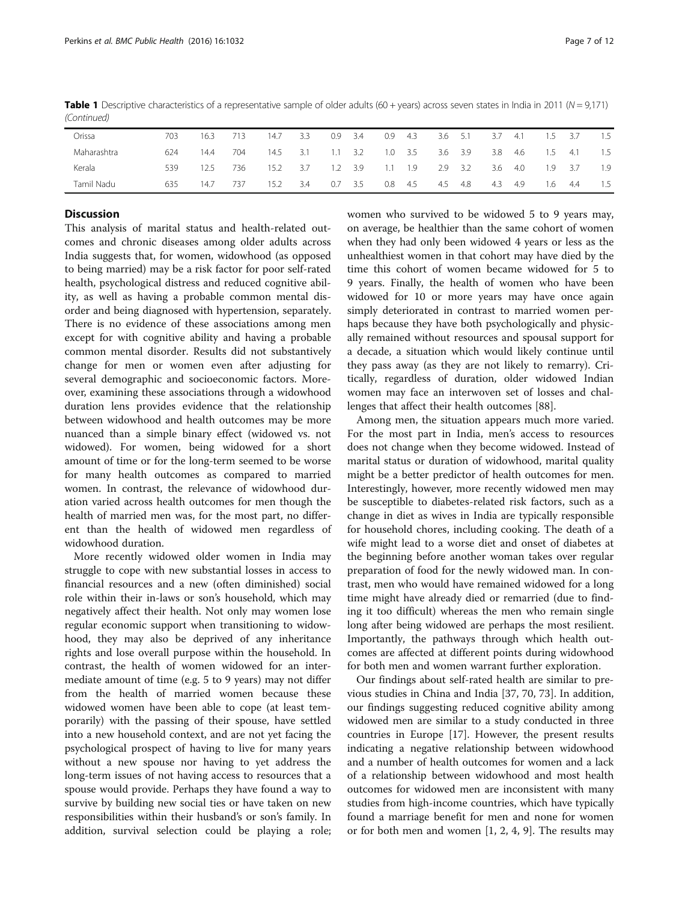**Table 1** Descriptive characteristics of a representative sample of older adults (60 + years) across seven states in India in 2011 (*N* = 9,171) *(Continued)*

| | | | | | | | | | | | | | | | | | |
|---|---|---|---|---|---|---|---|---|---|---|---|---|---|---|---|---|---|
| Orissa | 703 | 16.3 | 713 | 14.7 | 3.3 | 0.9 | 3.4 | 0.9 | 4.3 | 3.6 | 5.1 | 3.7 | 4.1 | 1.5 | 3.7 | 1.5 |
| Maharashtra | 624 | 14.4 | 704 | 14.5 | 3.1 | 1.1 | 3.2 | 1.0 | 3.5 | 3.6 | 3.9 | 3.8 | 4.6 | 1.5 | 4.1 | 1.5 |
| Kerala | 539 | 12.5 | 736 | 15.2 | 3.7 | 1.2 | 3.9 | 1.1 | 1.9 | 2.9 | 3.2 | 3.6 | 4.0 | 1.9 | 3.7 | 1.9 |
| Tamil Nadu | 635 | 14.7 | 737 | 15.2 | 3.4 | 0.7 | 3.5 | 0.8 | 4.5 | 4.5 | 4.8 | 4.3 | 4.9 | 1.6 | 4.4 | 1.5 |

## Discussion

This analysis of marital status and health-related outcomes and chronic diseases among older adults across India suggests that, for women, widowhood (as opposed to being married) may be a risk factor for poor self-rated health, psychological distress and reduced cognitive ability, as well as having a probable common mental disorder and being diagnosed with hypertension, separately. There is no evidence of these associations among men except for with cognitive ability and having a probable common mental disorder. Results did not substantively change for men or women even after adjusting for several demographic and socioeconomic factors. Moreover, examining these associations through a widowhood duration lens provides evidence that the relationship between widowhood and health outcomes may be more nuanced than a simple binary effect (widowed vs. not widowed). For women, being widowed for a short amount of time or for the long-term seemed to be worse for many health outcomes as compared to married women. In contrast, the relevance of widowhood duration varied across health outcomes for men though the health of married men was, for the most part, no different than the health of widowed men regardless of widowhood duration.

More recently widowed older women in India may struggle to cope with new substantial losses in access to financial resources and a new (often diminished) social role within their in-laws or son's household, which may negatively affect their health. Not only may women lose regular economic support when transitioning to widowhood, they may also be deprived of any inheritance rights and lose overall purpose within the household. In contrast, the health of women widowed for an intermediate amount of time (e.g. 5 to 9 years) may not differ from the health of married women because these widowed women have been able to cope (at least temporarily) with the passing of their spouse, have settled into a new household context, and are not yet facing the psychological prospect of having to live for many years without a new spouse nor having to yet address the long-term issues of not having access to resources that a spouse would provide. Perhaps they have found a way to survive by building new social ties or have taken on new responsibilities within their husband's or son's family. In addition, survival selection could be playing a role; women who survived to be widowed 5 to 9 years may, on average, be healthier than the same cohort of women when they had only been widowed 4 years or less as the unhealthiest women in that cohort may have died by the time this cohort of women became widowed for 5 to 9 years. Finally, the health of women who have been widowed for 10 or more years may have once again simply deteriorated in contrast to married women perhaps because they have both psychologically and physically remained without resources and spousal support for a decade, a situation which would likely continue until they pass away (as they are not likely to remarry). Critically, regardless of duration, older widowed Indian women may face an interwoven set of losses and challenges that affect their health outcomes [88].

Among men, the situation appears much more varied. For the most part in India, men's access to resources does not change when they become widowed. Instead of marital status or duration of widowhood, marital quality might be a better predictor of health outcomes for men. Interestingly, however, more recently widowed men may be susceptible to diabetes-related risk factors, such as a change in diet as wives in India are typically responsible for household chores, including cooking. The death of a wife might lead to a worse diet and onset of diabetes at the beginning before another woman takes over regular preparation of food for the newly widowed man. In contrast, men who would have remained widowed for a long time might have already died or remarried (due to finding it too difficult) whereas the men who remain single long after being widowed are perhaps the most resilient. Importantly, the pathways through which health outcomes are affected at different points during widowhood for both men and women warrant further exploration.

Our findings about self-rated health are similar to previous studies in China and India [37, 70, 73]. In addition, our findings suggesting reduced cognitive ability among widowed men are similar to a study conducted in three countries in Europe [17]. However, the present results indicating a negative relationship between widowhood and a number of health outcomes for women and a lack of a relationship between widowhood and most health outcomes for widowed men are inconsistent with many studies from high-income countries, which have typically found a marriage benefit for men and none for women or for both men and women [1, 2, 4, 9]. The results may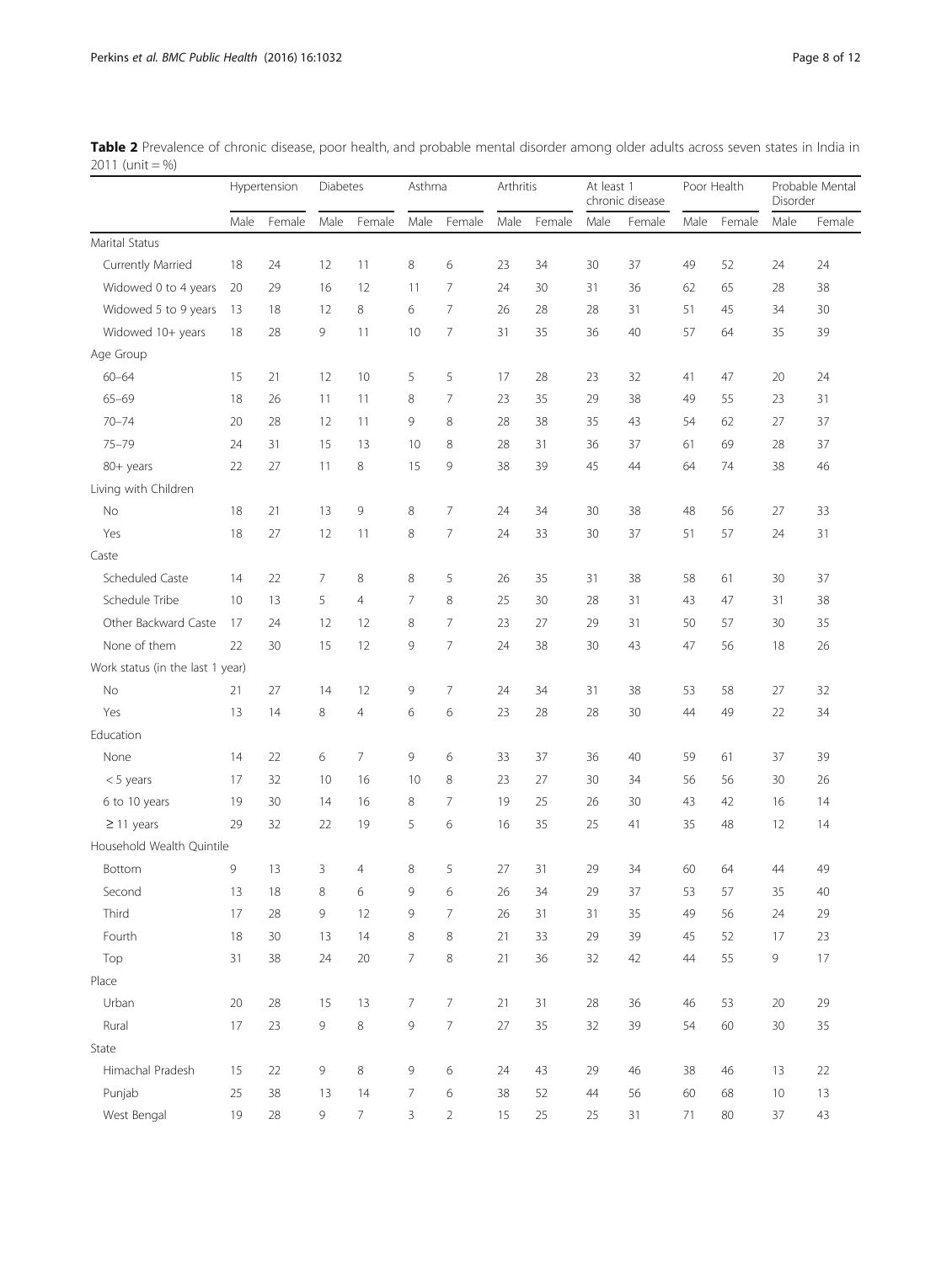**Table 2** Prevalence of chronic disease, poor health, and probable mental disorder among older adults across seven states in India in 2011 (unit = %)

| | Hypertension | | Diabetes | | Asthma | | Arthritis | | At least 1 chronic disease | | Poor Health | | Probable Mental Disorder | |
|---|---|---|---|---|---|---|---|---|---|---|---|---|---|---|
| | Male | Female | Male | Female | Male | Female | Male | Female | Male | Female | Male | Female | Male | Female |
| Marital Status | | | | | | | | | | | | | | |
| Currently Married | 18 | 24 | 12 | 11 | 8 | 6 | 23 | 34 | 30 | 37 | 49 | 52 | 24 | 24 |
| Widowed 0 to 4 years | 20 | 29 | 16 | 12 | 11 | 7 | 24 | 30 | 31 | 36 | 62 | 65 | 28 | 38 |
| Widowed 5 to 9 years | 13 | 18 | 12 | 8 | 6 | 7 | 26 | 28 | 28 | 31 | 51 | 45 | 34 | 30 |
| Widowed 10+ years | 18 | 28 | 9 | 11 | 10 | 7 | 31 | 35 | 36 | 40 | 57 | 64 | 35 | 39 |
| Age Group | | | | | | | | | | | | | | |
| 60–64 | 15 | 21 | 12 | 10 | 5 | 5 | 17 | 28 | 23 | 32 | 41 | 47 | 20 | 24 |
| 65–69 | 18 | 26 | 11 | 11 | 8 | 7 | 23 | 35 | 29 | 38 | 49 | 55 | 23 | 31 |
| 70–74 | 20 | 28 | 12 | 11 | 9 | 8 | 28 | 38 | 35 | 43 | 54 | 62 | 27 | 37 |
| 75–79 | 24 | 31 | 15 | 13 | 10 | 8 | 28 | 31 | 36 | 37 | 61 | 69 | 28 | 37 |
| 80+ years | 22 | 27 | 11 | 8 | 15 | 9 | 38 | 39 | 45 | 44 | 64 | 74 | 38 | 46 |
| Living with Children | | | | | | | | | | | | | | |
| No | 18 | 21 | 13 | 9 | 8 | 7 | 24 | 34 | 30 | 38 | 48 | 56 | 27 | 33 |
| Yes | 18 | 27 | 12 | 11 | 8 | 7 | 24 | 33 | 30 | 37 | 51 | 57 | 24 | 31 |
| Caste | | | | | | | | | | | | | | |
| Scheduled Caste | 14 | 22 | 7 | 8 | 8 | 5 | 26 | 35 | 31 | 38 | 58 | 61 | 30 | 37 |
| Schedule Tribe | 10 | 13 | 5 | 4 | 7 | 8 | 25 | 30 | 28 | 31 | 43 | 47 | 31 | 38 |
| Other Backward Caste | 17 | 24 | 12 | 12 | 8 | 7 | 23 | 27 | 29 | 31 | 50 | 57 | 30 | 35 |
| None of them | 22 | 30 | 15 | 12 | 9 | 7 | 24 | 38 | 30 | 43 | 47 | 56 | 18 | 26 |
| Work status (in the last 1 year) | | | | | | | | | | | | | | |
| No | 21 | 27 | 14 | 12 | 9 | 7 | 24 | 34 | 31 | 38 | 53 | 58 | 27 | 32 |
| Yes | 13 | 14 | 8 | 4 | 6 | 6 | 23 | 28 | 28 | 30 | 44 | 49 | 22 | 34 |
| Education | | | | | | | | | | | | | | |
| None | 14 | 22 | 6 | 7 | 9 | 6 | 33 | 37 | 36 | 40 | 59 | 61 | 37 | 39 |
| < 5 years | 17 | 32 | 10 | 16 | 10 | 8 | 23 | 27 | 30 | 34 | 56 | 56 | 30 | 26 |
| 6 to 10 years | 19 | 30 | 14 | 16 | 8 | 7 | 19 | 25 | 26 | 30 | 43 | 42 | 16 | 14 |
| ≥ 11 years | 29 | 32 | 22 | 19 | 5 | 6 | 16 | 35 | 25 | 41 | 35 | 48 | 12 | 14 |
| Household Wealth Quintile | | | | | | | | | | | | | | |
| Bottom | 9 | 13 | 3 | 4 | 8 | 5 | 27 | 31 | 29 | 34 | 60 | 64 | 44 | 49 |
| Second | 13 | 18 | 8 | 6 | 9 | 6 | 26 | 34 | 29 | 37 | 53 | 57 | 35 | 40 |
| Third | 17 | 28 | 9 | 12 | 9 | 7 | 26 | 31 | 31 | 35 | 49 | 56 | 24 | 29 |
| Fourth | 18 | 30 | 13 | 14 | 8 | 8 | 21 | 33 | 29 | 39 | 45 | 52 | 17 | 23 |
| Top | 31 | 38 | 24 | 20 | 7 | 8 | 21 | 36 | 32 | 42 | 44 | 55 | 9 | 17 |
| Place | | | | | | | | | | | | | | |
| Urban | 20 | 28 | 15 | 13 | 7 | 7 | 21 | 31 | 28 | 36 | 46 | 53 | 20 | 29 |
| Rural | 17 | 23 | 9 | 8 | 9 | 7 | 27 | 35 | 32 | 39 | 54 | 60 | 30 | 35 |
| State | | | | | | | | | | | | | | |
| Himachal Pradesh | 15 | 22 | 9 | 8 | 9 | 6 | 24 | 43 | 29 | 46 | 38 | 46 | 13 | 22 |
| Punjab | 25 | 38 | 13 | 14 | 7 | 6 | 38 | 52 | 44 | 56 | 60 | 68 | 10 | 13 |
| West Bengal | 19 | 28 | 9 | 7 | 3 | 2 | 15 | 25 | 25 | 31 | 71 | 80 | 37 | 43 |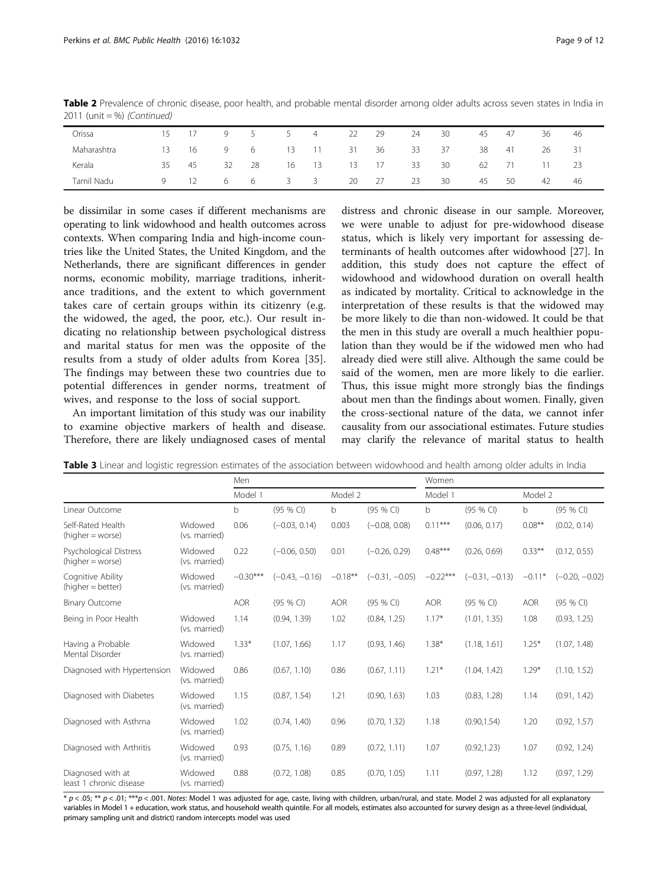**Table 2** Prevalence of chronic disease, poor health, and probable mental disorder among older adults across seven states in India in 2011 (unit = %) *(Continued)*

| | | | | | | | | | | | | | | |
|---|---|---|---|---|---|---|---|---|---|---|---|---|---|---|
| Orissa | 15 | 17 | 9 | 5 | 5 | 4 | 22 | 29 | 24 | 30 | 45 | 47 | 36 | 46 |
| Maharashtra | 13 | 16 | 9 | 6 | 13 | 11 | 31 | 36 | 33 | 37 | 38 | 41 | 26 | 31 |
| Kerala | 35 | 45 | 32 | 28 | 16 | 13 | 13 | 17 | 33 | 30 | 62 | 71 | 11 | 23 |
| Tamil Nadu | 9 | 12 | 6 | 6 | 3 | 3 | 20 | 27 | 23 | 30 | 45 | 50 | 42 | 46 |

be dissimilar in some cases if different mechanisms are operating to link widowhood and health outcomes across contexts. When comparing India and high-income countries like the United States, the United Kingdom, and the Netherlands, there are significant differences in gender norms, economic mobility, marriage traditions, inheritance traditions, and the extent to which government takes care of certain groups within its citizenry (e.g. the widowed, the aged, the poor, etc.). Our result indicating no relationship between psychological distress and marital status for men was the opposite of the results from a study of older adults from Korea [35]. The findings may between these two countries due to potential differences in gender norms, treatment of wives, and response to the loss of social support.

An important limitation of this study was our inability to examine objective markers of health and disease. Therefore, there are likely undiagnosed cases of mental distress and chronic disease in our sample. Moreover, we were unable to adjust for pre-widowhood disease status, which is likely very important for assessing determinants of health outcomes after widowhood [27]. In addition, this study does not capture the effect of widowhood and widowhood duration on overall health as indicated by mortality. Critical to acknowledge in the interpretation of these results is that the widowed may be more likely to die than non-widowed. It could be that the men in this study are overall a much healthier population than they would be if the widowed men who had already died were still alive. Although the same could be said of the women, men are more likely to die earlier. Thus, this issue might more strongly bias the findings about men than the findings about women. Finally, given the cross-sectional nature of the data, we cannot infer causality from our associational estimates. Future studies may clarify the relevance of marital status to health

**Table 3** Linear and logistic regression estimates of the association between widowhood and health among older adults in India

| | | Men | | | | Women | | | |
|---|---|---|---|---|---|---|---|---|---|
| | | Model 1 | | Model 2 | | Model 1 | | Model 2 | |
| Linear Outcome | | b | (95 % CI) | b | (95 % CI) | b | (95 % CI) | b | (95 % CI) |
| Self-Rated Health (higher = worse) | Widowed (vs. married) | 0.06 | (−0.03, 0.14) | 0.003 | (−0.08, 0.08) | 0.11*** | (0.06, 0.17) | 0.08** | (0.02, 0.14) |
| Psychological Distress (higher = worse) | Widowed (vs. married) | 0.22 | (−0.06, 0.50) | 0.01 | (−0.26, 0.29) | 0.48*** | (0.26, 0.69) | 0.33** | (0.12, 0.55) |
| Cognitive Ability (higher = better) | Widowed (vs. married) | −0.30*** | (−0.43, −0.16) | −0.18** | (−0.31, −0.05) | −0.22*** | (−0.31, −0.13) | −0.11* | (−0.20, −0.02) |
| Binary Outcome | | AOR | (95 % CI) | AOR | (95 % CI) | AOR | (95 % CI) | AOR | (95 % CI) |
| Being in Poor Health | Widowed (vs. married) | 1.14 | (0.94, 1.39) | 1.02 | (0.84, 1.25) | 1.17* | (1.01, 1.35) | 1.08 | (0.93, 1.25) |
| Having a Probable Mental Disorder | Widowed (vs. married) | 1.33* | (1.07, 1.66) | 1.17 | (0.93, 1.46) | 1.38* | (1.18, 1.61) | 1.25* | (1.07, 1.48) |
| Diagnosed with Hypertension | Widowed (vs. married) | 0.86 | (0.67, 1.10) | 0.86 | (0.67, 1.11) | 1.21* | (1.04, 1.42) | 1.29* | (1.10, 1.52) |
| Diagnosed with Diabetes | Widowed (vs. married) | 1.15 | (0.87, 1.54) | 1.21 | (0.90, 1.63) | 1.03 | (0.83, 1.28) | 1.14 | (0.91, 1.42) |
| Diagnosed with Asthma | Widowed (vs. married) | 1.02 | (0.74, 1.40) | 0.96 | (0.70, 1.32) | 1.18 | (0.90,1.54) | 1.20 | (0.92, 1.57) |
| Diagnosed with Arthritis | Widowed (vs. married) | 0.93 | (0.75, 1.16) | 0.89 | (0.72, 1.11) | 1.07 | (0.92,1.23) | 1.07 | (0.92, 1.24) |
| Diagnosed with at least 1 chronic disease | Widowed (vs. married) | 0.88 | (0.72, 1.08) | 0.85 | (0.70, 1.05) | 1.11 | (0.97, 1.28) | 1.12 | (0.97, 1.29) |

* $p < .05$; ** $p < .01$; *** $p < .001$. *Notes*: Model 1 was adjusted for age, caste, living with children, urban/rural, and state. Model 2 was adjusted for all explanatory variables in Model 1 + education, work status, and household wealth quintile. For all models, estimates also accounted for survey design as a three-level (individual, primary sampling unit and district) random intercepts model was used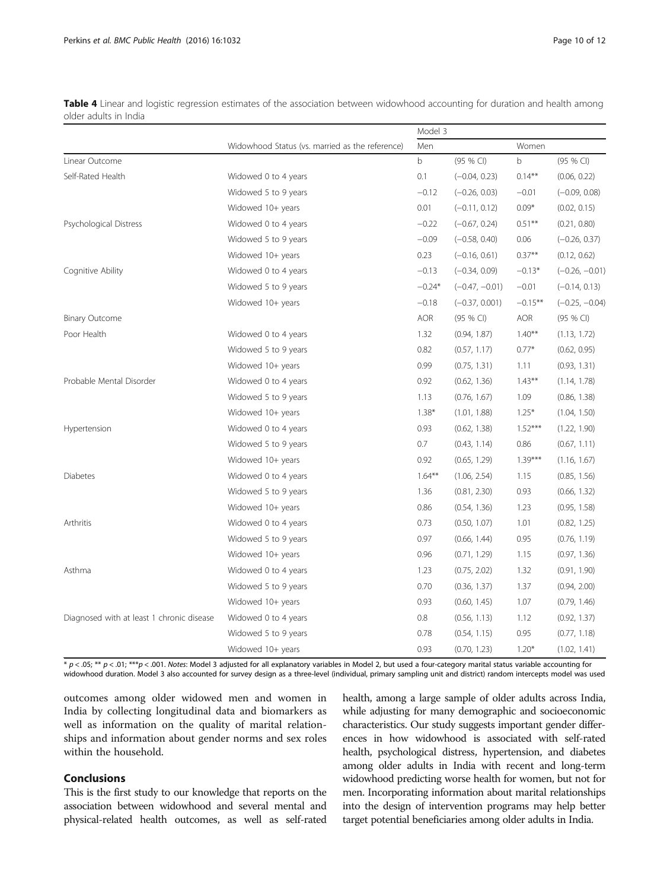**Table 4** Linear and logistic regression estimates of the association between widowhood accounting for duration and health among older adults in India

| | | Model 3 | | | |
|---|---|---|---|---|---|
| | Widowhood Status (vs. married as the reference) | Men | | Women | |
| Linear Outcome | | b | (95 % CI) | b | (95 % CI) |
| Self-Rated Health | Widowed 0 to 4 years | 0.1 | (−0.04, 0.23) | 0.14** | (0.06, 0.22) |
| | Widowed 5 to 9 years | −0.12 | (−0.26, 0.03) | −0.01 | (−0.09, 0.08) |
| | Widowed 10+ years | 0.01 | (−0.11, 0.12) | 0.09* | (0.02, 0.15) |
| Psychological Distress | Widowed 0 to 4 years | −0.22 | (−0.67, 0.24) | 0.51** | (0.21, 0.80) |
| | Widowed 5 to 9 years | −0.09 | (−0.58, 0.40) | 0.06 | (−0.26, 0.37) |
| | Widowed 10+ years | 0.23 | (−0.16, 0.61) | 0.37** | (0.12, 0.62) |
| Cognitive Ability | Widowed 0 to 4 years | −0.13 | (−0.34, 0.09) | −0.13* | (−0.26, −0.01) |
| | Widowed 5 to 9 years | −0.24* | (−0.47, −0.01) | −0.01 | (−0.14, 0.13) |
| | Widowed 10+ years | −0.18 | (−0.37, 0.001) | −0.15** | (−0.25, −0.04) |
| Binary Outcome | | AOR | (95 % CI) | AOR | (95 % CI) |
| Poor Health | Widowed 0 to 4 years | 1.32 | (0.94, 1.87) | 1.40** | (1.13, 1.72) |
| | Widowed 5 to 9 years | 0.82 | (0.57, 1.17) | 0.77* | (0.62, 0.95) |
| | Widowed 10+ years | 0.99 | (0.75, 1.31) | 1.11 | (0.93, 1.31) |
| Probable Mental Disorder | Widowed 0 to 4 years | 0.92 | (0.62, 1.36) | 1.43** | (1.14, 1.78) |
| | Widowed 5 to 9 years | 1.13 | (0.76, 1.67) | 1.09 | (0.86, 1.38) |
| | Widowed 10+ years | 1.38* | (1.01, 1.88) | 1.25* | (1.04, 1.50) |
| Hypertension | Widowed 0 to 4 years | 0.93 | (0.62, 1.38) | 1.52*** | (1.22, 1.90) |
| | Widowed 5 to 9 years | 0.7 | (0.43, 1.14) | 0.86 | (0.67, 1.11) |
| | Widowed 10+ years | 0.92 | (0.65, 1.29) | 1.39*** | (1.16, 1.67) |
| Diabetes | Widowed 0 to 4 years | 1.64** | (1.06, 2.54) | 1.15 | (0.85, 1.56) |
| | Widowed 5 to 9 years | 1.36 | (0.81, 2.30) | 0.93 | (0.66, 1.32) |
| | Widowed 10+ years | 0.86 | (0.54, 1.36) | 1.23 | (0.95, 1.58) |
| Arthritis | Widowed 0 to 4 years | 0.73 | (0.50, 1.07) | 1.01 | (0.82, 1.25) |
| | Widowed 5 to 9 years | 0.97 | (0.66, 1.44) | 0.95 | (0.76, 1.19) |
| | Widowed 10+ years | 0.96 | (0.71, 1.29) | 1.15 | (0.97, 1.36) |
| Asthma | Widowed 0 to 4 years | 1.23 | (0.75, 2.02) | 1.32 | (0.91, 1.90) |
| | Widowed 5 to 9 years | 0.70 | (0.36, 1.37) | 1.37 | (0.94, 2.00) |
| | Widowed 10+ years | 0.93 | (0.60, 1.45) | 1.07 | (0.79, 1.46) |
| Diagnosed with at least 1 chronic disease | Widowed 0 to 4 years | 0.8 | (0.56, 1.13) | 1.12 | (0.92, 1.37) |
| | Widowed 5 to 9 years | 0.78 | (0.54, 1.15) | 0.95 | (0.77, 1.18) |
| | Widowed 10+ years | 0.93 | (0.70, 1.23) | 1.20* | (1.02, 1.41) |

* $p < .05$; ** $p < .01$; *** $p < .001$. *Notes*: Model 3 adjusted for all explanatory variables in Model 2, but used a four-category marital status variable accounting for widowhood duration. Model 3 also accounted for survey design as a three-level (individual, primary sampling unit and district) random intercepts model was used

outcomes among older widowed men and women in India by collecting longitudinal data and biomarkers as well as information on the quality of marital relationships and information about gender norms and sex roles within the household.

## Conclusions

This is the first study to our knowledge that reports on the association between widowhood and several mental and physical-related health outcomes, as well as self-rated health, among a large sample of older adults across India, while adjusting for many demographic and socioeconomic characteristics. Our study suggests important gender differences in how widowhood is associated with self-rated health, psychological distress, hypertension, and diabetes among older adults in India with recent and long-term widowhood predicting worse health for women, but not for men. Incorporating information about marital relationships into the design of intervention programs may help better target potential beneficiaries among older adults in India.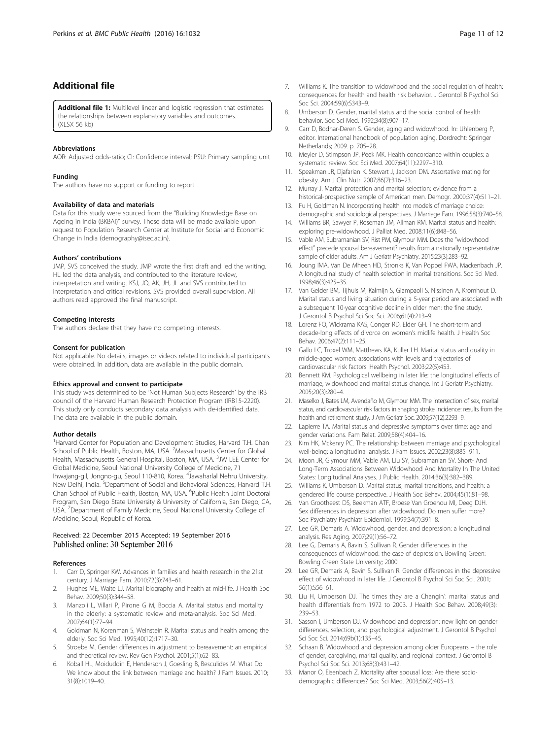## Additional file

**Additional file 1:** Multilevel linear and logistic regression that estimates the relationships between explanatory variables and outcomes. (XLSX 56 kb)

#### Abbreviations

AOR: Adjusted odds-ratio; CI: Confidence interval; PSU: Primary sampling unit

#### Funding

The authors have no support or funding to report.

#### Availability of data and materials

Data for this study were sourced from the "Building Knowledge Base on Ageing in India (BKBAI)" survey. These data will be made available upon request to Population Research Center at Institute for Social and Economic Change in India (demography@isec.ac.in).

#### Authors' contributions

JMP conceived the study. JMP wrote the first draft and led the writing. HL led the data analysis, and contributed to the literature review, interpretation and writing. KSJ, JO, AK, JH, JL and SVS contributed to interpretation and critical revisions. SVS provided overall supervision. All authors read approved the final manuscript.

#### Competing interests

The authors declare that they have no competing interests.

#### Consent for publication

Not applicable. No details, images or videos related to individual participants were obtained. In addition, data are available in the public domain.

#### Ethics approval and consent to participate

This study was determined to be 'Not Human Subjects Research' by the IRB council of the Harvard Human Research Protection Program (IRB15-2220). This study only conducts secondary data analysis with de-identified data. The data are available in the public domain.

#### Author details

[1]Harvard Center for Population and Development Studies, Harvard T.H. Chan School of Public Health, Boston, MA, USA. [2]Massachusetts Center for Global Health, Massachusetts General Hospital, Boston, MA, USA. [3]JW LEE Center for Global Medicine, Seoul National University College of Medicine, 71 Ihwajang-gil, Jongno-gu, Seoul 110-810, Korea. [4]Jawaharlal Nehru University, New Delhi, India. [5]Department of Social and Behavioral Sciences, Harvard T.H. Chan School of Public Health, Boston, MA, USA. [6]Public Health Joint Doctoral Program, San Diego State University & University of California, San Diego, CA, USA. [7]Department of Family Medicine, Seoul National University College of Medicine, Seoul, Republic of Korea.

Received: 22 December 2015 Accepted: 19 September 2016
Published online: 30 September 2016

#### References

1. Carr D, Springer KW. Advances in families and health research in the 21st century. J Marriage Fam. 2010;72(3):743–61.
2. Hughes ME, Waite LJ. Marital biography and health at mid-life. J Health Soc Behav. 2009;50(3):344–58.
3. Manzoli L, Villari P, Pirone G M, Boccia A. Marital status and mortality in the elderly: a systematic review and meta-analysis. Soc Sci Med. 2007;64(1):77–94.
4. Goldman N, Korenman S, Weinstein R. Marital status and health among the elderly. Soc Sci Med. 1995;40(12):1717–30.
5. Stroebe M. Gender differences in adjustment to bereavement: an empirical and theoretical review. Rev Gen Psychol. 2001;5(1):62–83.
6. Koball HL, Moiduddin E, Henderson J, Goesling B, Besculides M. What Do We know about the link between marriage and health? J Fam Issues. 2010; 31(8):1019–40.
7. Williams K. The transition to widowhood and the social regulation of health: consequences for health and health risk behavior. J Gerontol B Psychol Sci Soc Sci. 2004;59(6):S343–9.
8. Umberson D. Gender, marital status and the social control of health behavior. Soc Sci Med. 1992;34(8):907–17.
9. Carr D, Bodnar-Deren S. Gender, aging and widowhood. In: Uhlenberg P, editor. International handbook of population aging. Dordrecht: Springer Netherlands; 2009. p. 705–28.
10. Meyler D, Stimpson JP, Peek MK. Health concordance within couples: a systematic review. Soc Sci Med. 2007;64(11):2297–310.
11. Speakman JR, Djafarian K, Stewart J, Jackson DM. Assortative mating for obesity. Am J Clin Nutr. 2007;86(2):316–23.
12. Murray J. Marital protection and marital selection: evidence from a historical-prospective sample of American men. Demogr. 2000;37(4):511–21.
13. Fu H, Goldman N. Incorporating health into models of marriage choice: demographic and sociological perspectives. J Marriage Fam. 1996;58(3):740–58.
14. Williams BR, Sawyer P, Roseman JM, Allman RM. Marital status and health: exploring pre-widowhood. J Palliat Med. 2008;11(6):848–56.
15. Vable AM, Subramanian SV, Rist PM, Glymour MM. Does the "widowhood effect" precede spousal bereavement? results from a nationally representative sample of older adults. Am J Geriatr Psychiatry. 2015;23(3):283–92.
16. Joung IMA, Van De Mheen HD, Stronks K, Van Poppel FWA, Mackenbach JP. A longitudinal study of health selection in marital transitions. Soc Sci Med. 1998;46(3):425–35.
17. Van Gelder BM, Tijhuis M, Kalmijn S, Giampaoli S, Nissinen A, Kromhout D. Marital status and living situation during a 5-year period are associated with a subsequent 10-year cognitive decline in older men: the fine study. J Gerontol B Psychol Sci Soc Sci. 2006;61(4):213–9.
18. Lorenz FO, Wickrama KAS, Conger RD, Elder GH. The short-term and decade-long effects of divorce on women's midlife health. J Health Soc Behav. 2006;47(2):111–25.
19. Gallo LC, Troxel WM, Matthews KA, Kuller LH. Marital status and quality in middle-aged women: associations with levels and trajectories of cardiovascular risk factors. Health Psychol. 2003;22(5):453.
20. Bennett KM. Psychological wellbeing in later life: the longitudinal effects of marriage, widowhood and marital status change. Int J Geriatr Psychiatry. 2005;20(3):280–4.
21. Maselko J, Bates LM, Avendaño M, Glymour MM. The intersection of sex, marital status, and cardiovascular risk factors in shaping stroke incidence: results from the health and retirement study. J Am Geriatr Soc. 2009;57(12):2293–9.
22. Lapierre TA. Marital status and depressive symptoms over time: age and gender variations. Fam Relat. 2009;58(4):404–16.
23. Kim HK, Mckenry PC. The relationship between marriage and psychological well-being: a longitudinal analysis. J Fam Issues. 2002;23(8):885–911.
24. Moon JR, Glymour MM, Vable AM, Liu SY, Subramanian SV. Short- And Long-Term Associations Between Widowhood And Mortality In The United States: Longitudinal Analyses. J Public Health. 2014;36(3):382–389.
25. Williams K, Umberson D. Marital status, marital transitions, and health: a gendered life course perspective. J Health Soc Behav. 2004;45(1):81–98.
26. Van Grootheest DS, Beekman ATF, Broese Van Groenou MI, Deeg DJH. Sex differences in depression after widowhood. Do men suffer more? Soc Psychiatry Psychiatr Epidemiol. 1999;34(7):391–8.
27. Lee GR, Demaris A. Widowhood, gender, and depression: a longitudinal analysis. Res Aging. 2007;29(1):56–72.
28. Lee G, Demaris A, Bavin S, Sullivan R. Gender differences in the consequences of widowhood: the case of depression. Bowling Green: Bowling Green State University; 2000.
29. Lee GR, Demaris A, Bavin S, Sullivan R. Gender differences in the depressive effect of widowhood in later life. J Gerontol B Psychol Sci Soc Sci. 2001; 56(1):S56–61.
30. Liu H, Umberson DJ. The times they are a Changin': marital status and health differentials from 1972 to 2003. J Health Soc Behav. 2008;49(3): 239–53.
31. Sasson I, Umberson DJ. Widowhood and depression: new light on gender differences, selection, and psychological adjustment. J Gerontol B Psychol Sci Soc Sci. 2014;69b(1):135–45.
32. Schaan B. Widowhood and depression among older Europeans – the role of gender, caregiving, marital quality, and regional context. J Gerontol B Psychol Sci Soc Sci. 2013;68(3):431–42.
33. Manor O, Eisenbach Z. Mortality after spousal loss: Are there socio-demographic differences? Soc Sci Med. 2003;56(2):405–13.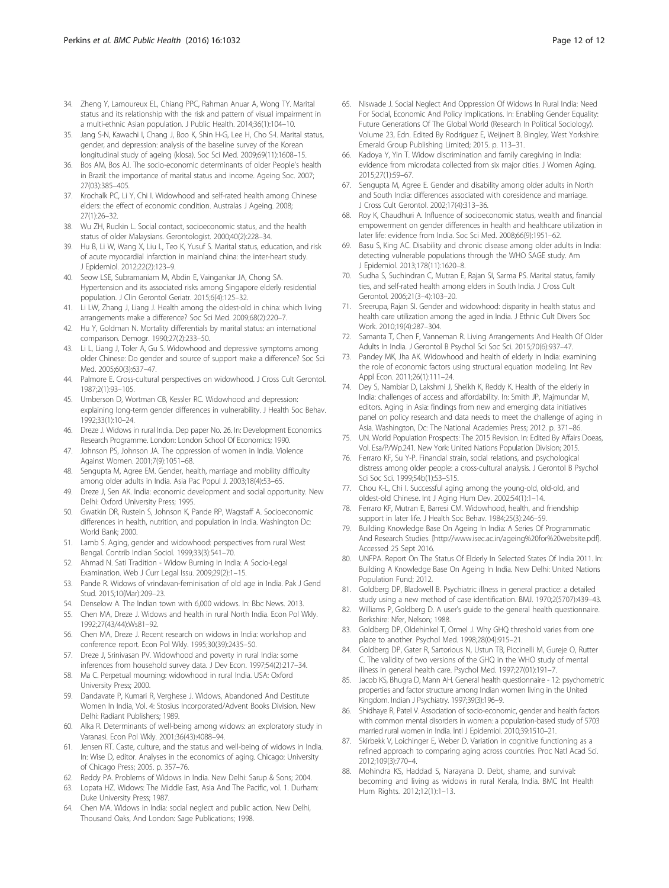34. Zheng Y, Lamoureux EL, Chiang PPC, Rahman Anuar A, Wong TY. Marital status and its relationship with the risk and pattern of visual impairment in a multi-ethnic Asian population. J Public Health. 2014;36(1):104–10.
35. Jang S-N, Kawachi I, Chang J, Boo K, Shin H-G, Lee H, Cho S-I. Marital status, gender, and depression: analysis of the baseline survey of the Korean longitudinal study of ageing (klosa). Soc Sci Med. 2009;69(11):1608–15.
36. Bos AM, Bos AJ. The socio-economic determinants of older People's health in Brazil: the importance of marital status and income. Ageing Soc. 2007; 27(03):385–405.
37. Krochalk PC, Li Y, Chi I. Widowhood and self-rated health among Chinese elders: the effect of economic condition. Australas J Ageing. 2008; 27(1):26–32.
38. Wu ZH, Rudkin L. Social contact, socioeconomic status, and the health status of older Malaysians. Gerontologist. 2000;40(2):228–34.
39. Hu B, Li W, Wang X, Liu L, Teo K, Yusuf S. Marital status, education, and risk of acute myocardial infarction in mainland china: the inter-heart study. J Epidemiol. 2012;22(2):123–9.
40. Seow LSE, Subramaniam M, Abdin E, Vaingankar JA, Chong SA. Hypertension and its associated risks among Singapore elderly residential population. J Clin Gerontol Geriatr. 2015;6(4):125–32.
41. Li LW, Zhang J, Liang J. Health among the oldest-old in china: which living arrangements make a difference? Soc Sci Med. 2009;68(2):220–7.
42. Hu Y, Goldman N. Mortality differentials by marital status: an international comparison. Demogr. 1990;27(2):233–50.
43. Li L, Liang J, Toler A, Gu S. Widowhood and depressive symptoms among older Chinese: Do gender and source of support make a difference? Soc Sci Med. 2005;60(3):637–47.
44. Palmore E. Cross-cultural perspectives on widowhood. J Cross Cult Gerontol. 1987;2(1):93–105.
45. Umberson D, Wortman CB, Kessler RC. Widowhood and depression: explaining long-term gender differences in vulnerability. J Health Soc Behav. 1992;33(1):10–24.
46. Dreze J. Widows in rural India. Dep paper No. 26. In: Development Economics Research Programme. London: London School Of Economics; 1990.
47. Johnson PS, Johnson JA. The oppression of women in India. Violence Against Women. 2001;7(9):1051–68.
48. Sengupta M, Agree EM. Gender, health, marriage and mobility difficulty among older adults in India. Asia Pac Popul J. 2003;18(4):53–65.
49. Dreze J, Sen AK. India: economic development and social opportunity. New Delhi: Oxford University Press; 1995.
50. Gwatkin DR, Rustein S, Johnson K, Pande RP, Wagstaff A. Socioeconomic differences in health, nutrition, and population in India. Washington Dc: World Bank; 2000.
51. Lamb S. Aging, gender and widowhood: perspectives from rural West Bengal. Contrib Indian Sociol. 1999;33(3):541–70.
52. Ahmad N. Sati Tradition - Widow Burning In India: A Socio-Legal Examination. Web J Curr Legal Issu. 2009;29(2):1–15.
53. Pande R. Widows of vrindavan-feminisation of old age in India. Pak J Gend Stud. 2015;10(Mar):209–23.
54. Denselow A. The Indian town with 6,000 widows. In: Bbc News. 2013.
55. Chen MA, Dreze J. Widows and health in rural North India. Econ Pol Wkly. 1992;27(43/44):Ws81–92.
56. Chen MA, Dreze J. Recent research on widows in India: workshop and conference report. Econ Pol Wkly. 1995;30(39):2435–50.
57. Dreze J, Srinivasan PV. Widowhood and poverty in rural India: some inferences from household survey data. J Dev Econ. 1997;54(2):217–34.
58. Ma C. Perpetual mourning: widowhood in rural India. USA: Oxford University Press; 2000.
59. Dandavate P, Kumari R, Verghese J. Widows, Abandoned And Destitute Women In India, Vol. 4: Stosius Incorporated/Advent Books Division. New Delhi: Radiant Publishers; 1989.
60. Alka R. Determinants of well-being among widows: an exploratory study in Varanasi. Econ Pol Wkly. 2001;36(43):4088–94.
61. Jensen RT. Caste, culture, and the status and well-being of widows in India. In: Wise D, editor. Analyses in the economics of aging. Chicago: University of Chicago Press; 2005. p. 357–76.
62. Reddy PA. Problems of Widows in India. New Delhi: Sarup & Sons; 2004.
63. Lopata HZ. Widows: The Middle East, Asia And The Pacific, vol. 1. Durham: Duke University Press; 1987.
64. Chen MA. Widows in India: social neglect and public action. New Delhi, Thousand Oaks, And London: Sage Publications; 1998.
65. Niswade J. Social Neglect And Oppression Of Widows In Rural India: Need For Social, Economic And Policy Implications. In: Enabling Gender Equality: Future Generations Of The Global World (Research In Political Sociology). Volume 23, Edn. Edited By Rodriguez E, Weijnert B. Bingley, West Yorkshire: Emerald Group Publishing Limited; 2015. p. 113–31.
66. Kadoya Y, Yin T. Widow discrimination and family caregiving in India: evidence from microdata collected from six major cities. J Women Aging. 2015;27(1):59–67.
67. Sengupta M, Agree E. Gender and disability among older adults in North and South India: differences associated with coresidence and marriage. J Cross Cult Gerontol. 2002;17(4):313–36.
68. Roy K, Chaudhuri A. Influence of socioeconomic status, wealth and financial empowerment on gender differences in health and healthcare utilization in later life: evidence from India. Soc Sci Med. 2008;66(9):1951–62.
69. Basu S, King AC. Disability and chronic disease among older adults in India: detecting vulnerable populations through the WHO SAGE study. Am J Epidemiol. 2013;178(11):1620–8.
70. Sudha S, Suchindran C, Mutran E, Rajan SI, Sarma PS. Marital status, family ties, and self-rated health among elders in South India. J Cross Cult Gerontol. 2006;21(3–4):103–20.
71. Sreerupa, Rajan SI. Gender and widowhood: disparity in health status and health care utilization among the aged in India. J Ethnic Cult Divers Soc Work. 2010;19(4):287–304.
72. Samanta T, Chen F, Vanneman R. Living Arrangements And Health Of Older Adults In India. J Gerontol B Psychol Sci Soc Sci. 2015;70(6):937–47.
73. Pandey MK, Jha AK. Widowhood and health of elderly in India: examining the role of economic factors using structural equation modeling. Int Rev Appl Econ. 2011;26(1):111–24.
74. Dey S, Nambiar D, Lakshmi J, Sheikh K, Reddy K. Health of the elderly in India: challenges of access and affordability. In: Smith JP, Majmundar M, editors. Aging in Asia: findings from new and emerging data initiatives panel on policy research and data needs to meet the challenge of aging in Asia. Washington, Dc: The National Academies Press; 2012. p. 371–86.
75. UN. World Population Prospects: The 2015 Revision. In: Edited By Affairs Doeas, Vol. Esa/P/Wp.241. New York: United Nations Population Division; 2015.
76. Ferraro KF, Su Y-P. Financial strain, social relations, and psychological distress among older people: a cross-cultural analysis. J Gerontol B Psychol Sci Soc Sci. 1999;54b(1):S3–S15.
77. Chou K-L, Chi I. Successful aging among the young-old, old-old, and oldest-old Chinese. Int J Aging Hum Dev. 2002;54(1):1–14.
78. Ferraro KF, Mutran E, Barresi CM. Widowhood, health, and friendship support in later life. J Health Soc Behav. 1984;25(3):246–59.
79. Building Knowledge Base On Ageing In India: A Series Of Programmatic And Research Studies. [http://www.isec.ac.in/ageing%20for%20website.pdf]. Accessed 25 Sept 2016.
80. UNFPA. Report On The Status Of Elderly In Selected States Of India 2011. In: Building A Knowledge Base On Ageing In India. New Delhi: United Nations Population Fund; 2012.
81. Goldberg DP, Blackwell B. Psychiatric illness in general practice: a detailed study using a new method of case identification. BMJ. 1970;2(5707):439–43.
82. Williams P, Goldberg D. A user's guide to the general health questionnaire. Berkshire: Nfer, Nelson; 1988.
83. Goldberg DP, Oldehinkel T, Ormel J. Why GHQ threshold varies from one place to another. Psychol Med. 1998;28(04):915–21.
84. Goldberg DP, Gater R, Sartorious N, Ustun TB, Piccinelli M, Gureje O, Rutter C. The validity of two versions of the GHQ in the WHO study of mental illness in general health care. Psychol Med. 1997;27(01):191–7.
85. Jacob KS, Bhugra D, Mann AH. General health questionnaire - 12: psychometric properties and factor structure among Indian women living in the United Kingdom. Indian J Psychiatry. 1997;39(3):196–9.
86. Shidhaye R, Patel V. Association of socio-economic, gender and health factors with common mental disorders in women: a population-based study of 5703 married rural women in India. Intl J Epidemiol. 2010;39:1510–21.
87. Skirbekk V, Loichinger E, Weber D. Variation in cognitive functioning as a refined approach to comparing aging across countries. Proc Natl Acad Sci. 2012;109(3):770–4.
88. Mohindra KS, Haddad S, Narayana D. Debt, shame, and survival: becoming and living as widows in rural Kerala, India. BMC Int Health Hum Rights. 2012;12(1):1–13.